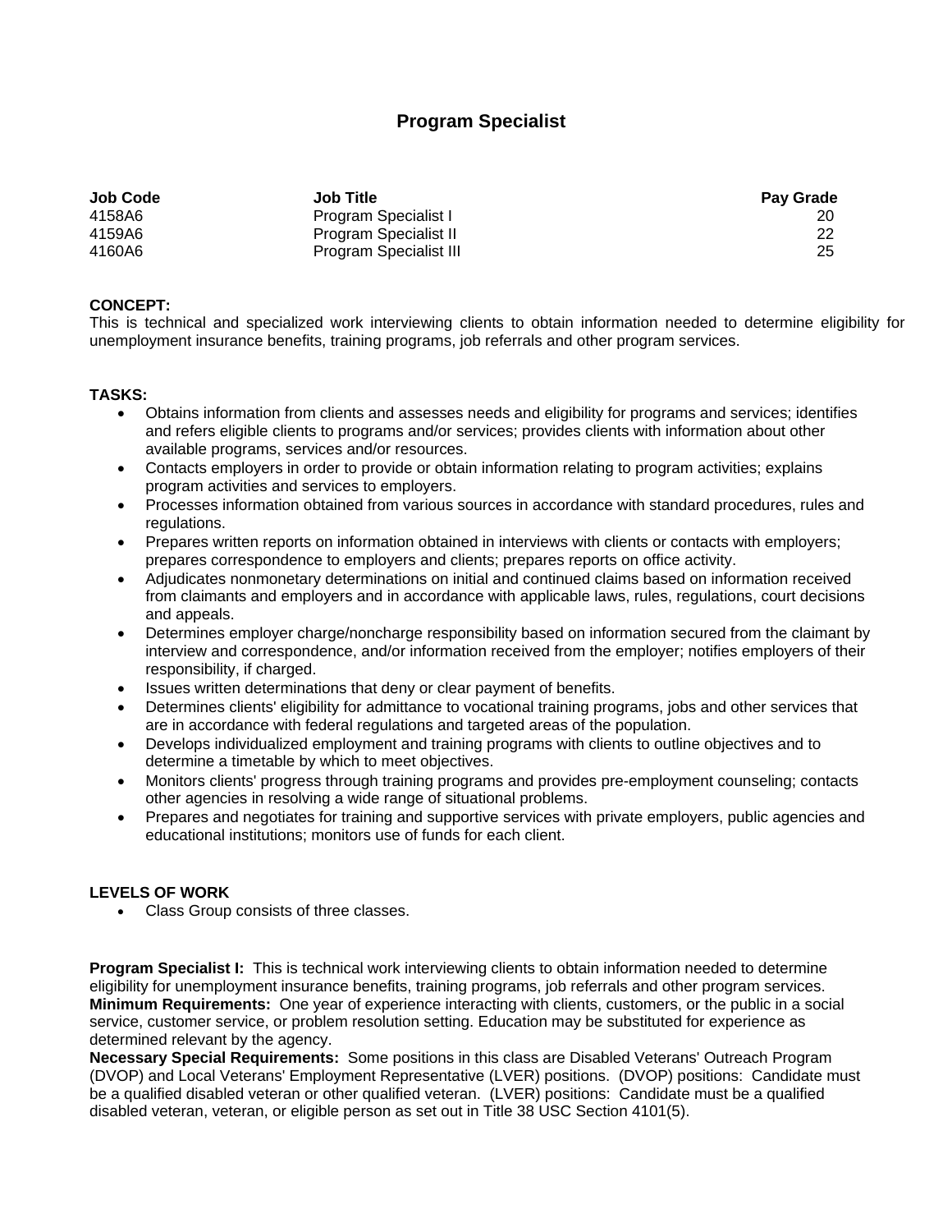# Program Specialist

| Job Code | Job Title | Pay Grade |
| --- | --- | --- |
| 4158A6 | Program Specialist I | 20 |
| 4159A6 | Program Specialist II | 22 |
| 4160A6 | Program Specialist III | 25 |

**CONCEPT:**
This is technical and specialized work interviewing clients to obtain information needed to determine eligibility for unemployment insurance benefits, training programs, job referrals and other program services.

**TASKS:**

- Obtains information from clients and assesses needs and eligibility for programs and services; identifies and refers eligible clients to programs and/or services; provides clients with information about other available programs, services and/or resources.
- Contacts employers in order to provide or obtain information relating to program activities; explains program activities and services to employers.
- Processes information obtained from various sources in accordance with standard procedures, rules and regulations.
- Prepares written reports on information obtained in interviews with clients or contacts with employers; prepares correspondence to employers and clients; prepares reports on office activity.
- Adjudicates nonmonetary determinations on initial and continued claims based on information received from claimants and employers and in accordance with applicable laws, rules, regulations, court decisions and appeals.
- Determines employer charge/noncharge responsibility based on information secured from the claimant by interview and correspondence, and/or information received from the employer; notifies employers of their responsibility, if charged.
- Issues written determinations that deny or clear payment of benefits.
- Determines clients' eligibility for admittance to vocational training programs, jobs and other services that are in accordance with federal regulations and targeted areas of the population.
- Develops individualized employment and training programs with clients to outline objectives and to determine a timetable by which to meet objectives.
- Monitors clients' progress through training programs and provides pre-employment counseling; contacts other agencies in resolving a wide range of situational problems.
- Prepares and negotiates for training and supportive services with private employers, public agencies and educational institutions; monitors use of funds for each client.

**LEVELS OF WORK**

- Class Group consists of three classes.

**Program Specialist I:** This is technical work interviewing clients to obtain information needed to determine eligibility for unemployment insurance benefits, training programs, job referrals and other program services.
**Minimum Requirements:** One year of experience interacting with clients, customers, or the public in a social service, customer service, or problem resolution setting. Education may be substituted for experience as determined relevant by the agency.
**Necessary Special Requirements:** Some positions in this class are Disabled Veterans' Outreach Program (DVOP) and Local Veterans' Employment Representative (LVER) positions. (DVOP) positions: Candidate must be a qualified disabled veteran or other qualified veteran. (LVER) positions: Candidate must be a qualified disabled veteran, veteran, or eligible person as set out in Title 38 USC Section 4101(5).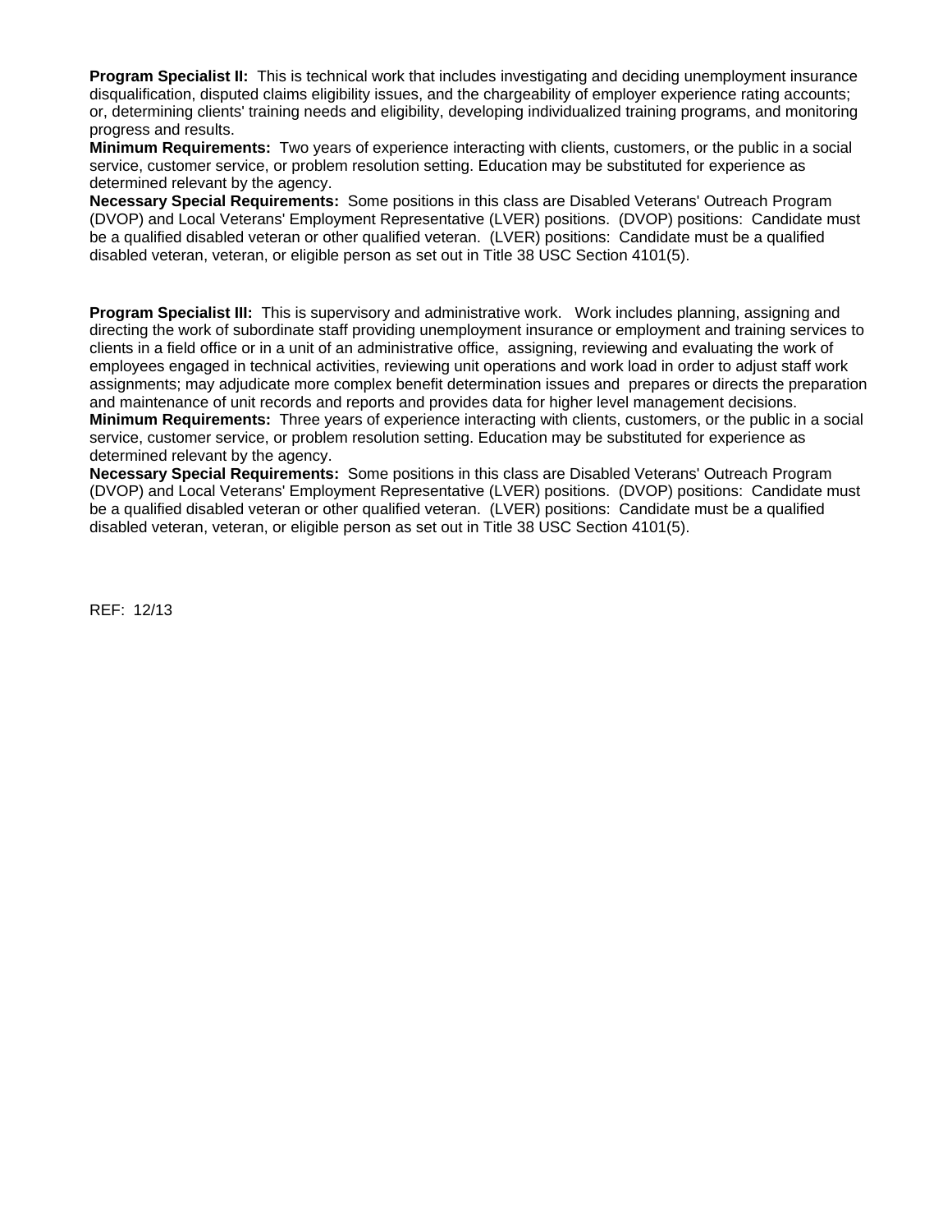**Program Specialist II:** This is technical work that includes investigating and deciding unemployment insurance disqualification, disputed claims eligibility issues, and the chargeability of employer experience rating accounts; or, determining clients' training needs and eligibility, developing individualized training programs, and monitoring progress and results.
**Minimum Requirements:** Two years of experience interacting with clients, customers, or the public in a social service, customer service, or problem resolution setting. Education may be substituted for experience as determined relevant by the agency.
**Necessary Special Requirements:** Some positions in this class are Disabled Veterans' Outreach Program (DVOP) and Local Veterans' Employment Representative (LVER) positions. (DVOP) positions: Candidate must be a qualified disabled veteran or other qualified veteran. (LVER) positions: Candidate must be a qualified disabled veteran, veteran, or eligible person as set out in Title 38 USC Section 4101(5).

**Program Specialist III:** This is supervisory and administrative work. Work includes planning, assigning and directing the work of subordinate staff providing unemployment insurance or employment and training services to clients in a field office or in a unit of an administrative office, assigning, reviewing and evaluating the work of employees engaged in technical activities, reviewing unit operations and work load in order to adjust staff work assignments; may adjudicate more complex benefit determination issues and prepares or directs the preparation and maintenance of unit records and reports and provides data for higher level management decisions.
**Minimum Requirements:** Three years of experience interacting with clients, customers, or the public in a social service, customer service, or problem resolution setting. Education may be substituted for experience as determined relevant by the agency.
**Necessary Special Requirements:** Some positions in this class are Disabled Veterans' Outreach Program (DVOP) and Local Veterans' Employment Representative (LVER) positions. (DVOP) positions: Candidate must be a qualified disabled veteran or other qualified veteran. (LVER) positions: Candidate must be a qualified disabled veteran, veteran, or eligible person as set out in Title 38 USC Section 4101(5).

REF: 12/13